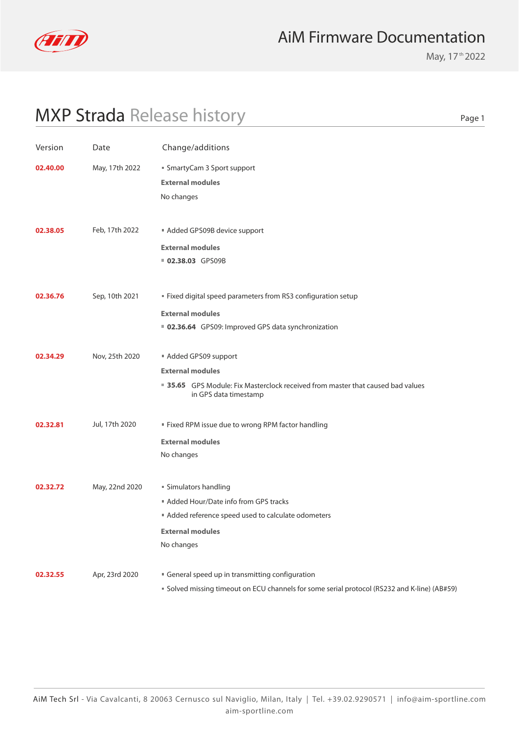# AiM Firmware Documentation

May, 17th 2022

## MXP Strada Release history

| Version | Date | Change/additions |
| --- | --- | --- |
| **02.40.00** | May, 17th 2022 | ▪ SmartyCam 3 Sport support<br>**External modules**<br>No changes |
| **02.38.05** | Feb, 17th 2022 | ▪ Added GPS09B device support<br>**External modules**<br>▪ **02.38.03** GPS09B |
| **02.36.76** | Sep, 10th 2021 | ▪ Fixed digital speed parameters from RS3 configuration setup<br>**External modules**<br>▪ **02.36.64** GPS09: Improved GPS data synchronization |
| **02.34.29** | Nov, 25th 2020 | ▪ Added GPS09 support<br>**External modules**<br>▪ **35.65** GPS Module: Fix Masterclock received from master that caused bad values in GPS data timestamp |
| **02.32.81** | Jul, 17th 2020 | ▪ Fixed RPM issue due to wrong RPM factor handling<br>**External modules**<br>No changes |
| **02.32.72** | May, 22nd 2020 | ▪ Simulators handling<br>▪ Added Hour/Date info from GPS tracks<br>▪ Added reference speed used to calculate odometers<br>**External modules**<br>No changes |
| **02.32.55** | Apr, 23rd 2020 | ▪ General speed up in transmitting configuration<br>▪ Solved missing timeout on ECU channels for some serial protocol (RS232 and K-line) (AB#59) |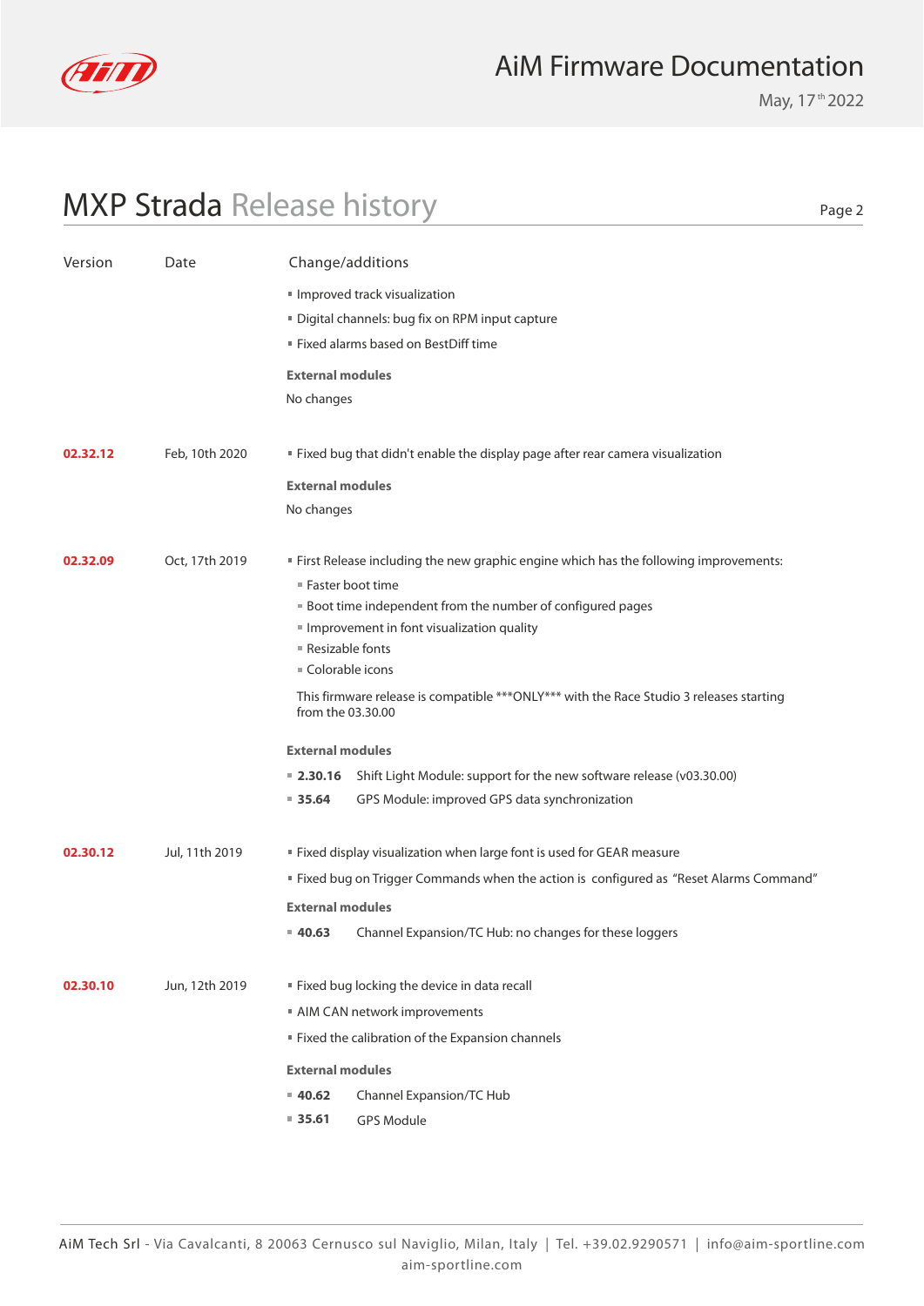## MXP Strada Release history

| Version | Date | Change/additions |
|---|---|---|
| | | ▪ Improved track visualization<br>▪ Digital channels: bug fix on RPM input capture<br>▪ Fixed alarms based on BestDiff time<br>**External modules**<br>No changes |
| **02.32.12** | Feb, 10th 2020 | ▪ Fixed bug that didn't enable the display page after rear camera visualization<br>**External modules**<br>No changes |
| **02.32.09** | Oct, 17th 2019 | ▪ First Release including the new graphic engine which has the following improvements:<br>▪ Faster boot time<br>▪ Boot time independent from the number of configured pages<br>▪ Improvement in font visualization quality<br>▪ Resizable fonts<br>▪ Colorable icons<br>This firmware release is compatible ***ONLY*** with the Race Studio 3 releases starting from the 03.30.00<br>**External modules**<br>▪ **2.30.16** Shift Light Module: support for the new software release (v03.30.00)<br>▪ **35.64** GPS Module: improved GPS data synchronization |
| **02.30.12** | Jul, 11th 2019 | ▪ Fixed display visualization when large font is used for GEAR measure<br>▪ Fixed bug on Trigger Commands when the action is configured as "Reset Alarms Command"<br>**External modules**<br>▪ **40.63** Channel Expansion/TC Hub: no changes for these loggers |
| **02.30.10** | Jun, 12th 2019 | ▪ Fixed bug locking the device in data recall<br>▪ AIM CAN network improvements<br>▪ Fixed the calibration of the Expansion channels<br>**External modules**<br>▪ **40.62** Channel Expansion/TC Hub<br>▪ **35.61** GPS Module |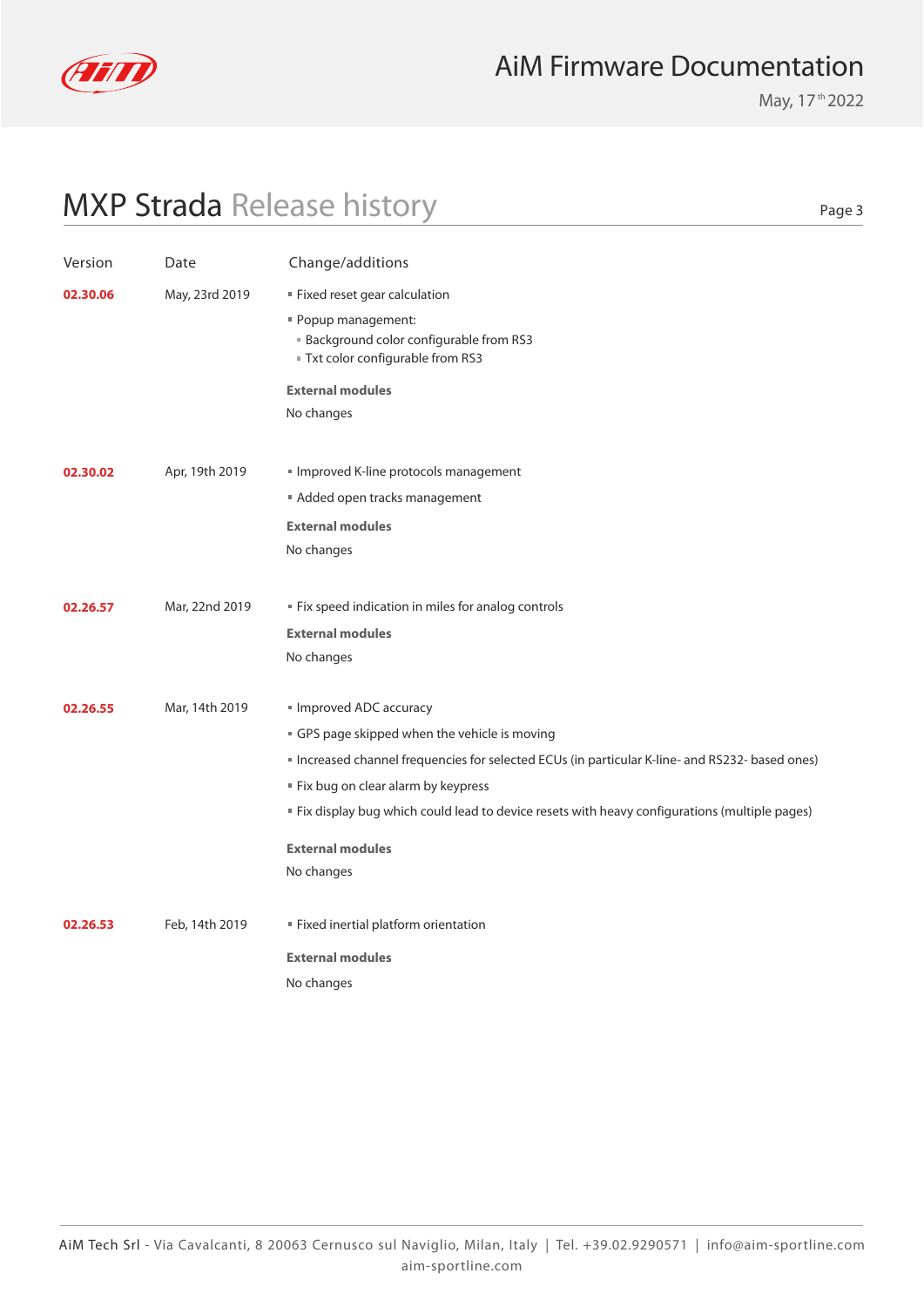## MXP Strada Release history

| Version | Date | Change/additions |
|---|---|---|
| **02.30.06** | May, 23rd 2019 | ▪ Fixed reset gear calculation<br>▪ Popup management:<br>  ▪ Background color configurable from RS3<br>  ▪ Txt color configurable from RS3<br>**External modules**<br>No changes |
| **02.30.02** | Apr, 19th 2019 | ▪ Improved K-line protocols management<br>▪ Added open tracks management<br>**External modules**<br>No changes |
| **02.26.57** | Mar, 22nd 2019 | ▪ Fix speed indication in miles for analog controls<br>**External modules**<br>No changes |
| **02.26.55** | Mar, 14th 2019 | ▪ Improved ADC accuracy<br>▪ GPS page skipped when the vehicle is moving<br>▪ Increased channel frequencies for selected ECUs (in particular K-line- and RS232- based ones)<br>▪ Fix bug on clear alarm by keypress<br>▪ Fix display bug which could lead to device resets with heavy configurations (multiple pages)<br>**External modules**<br>No changes |
| **02.26.53** | Feb, 14th 2019 | ▪ Fixed inertial platform orientation<br>**External modules**<br>No changes |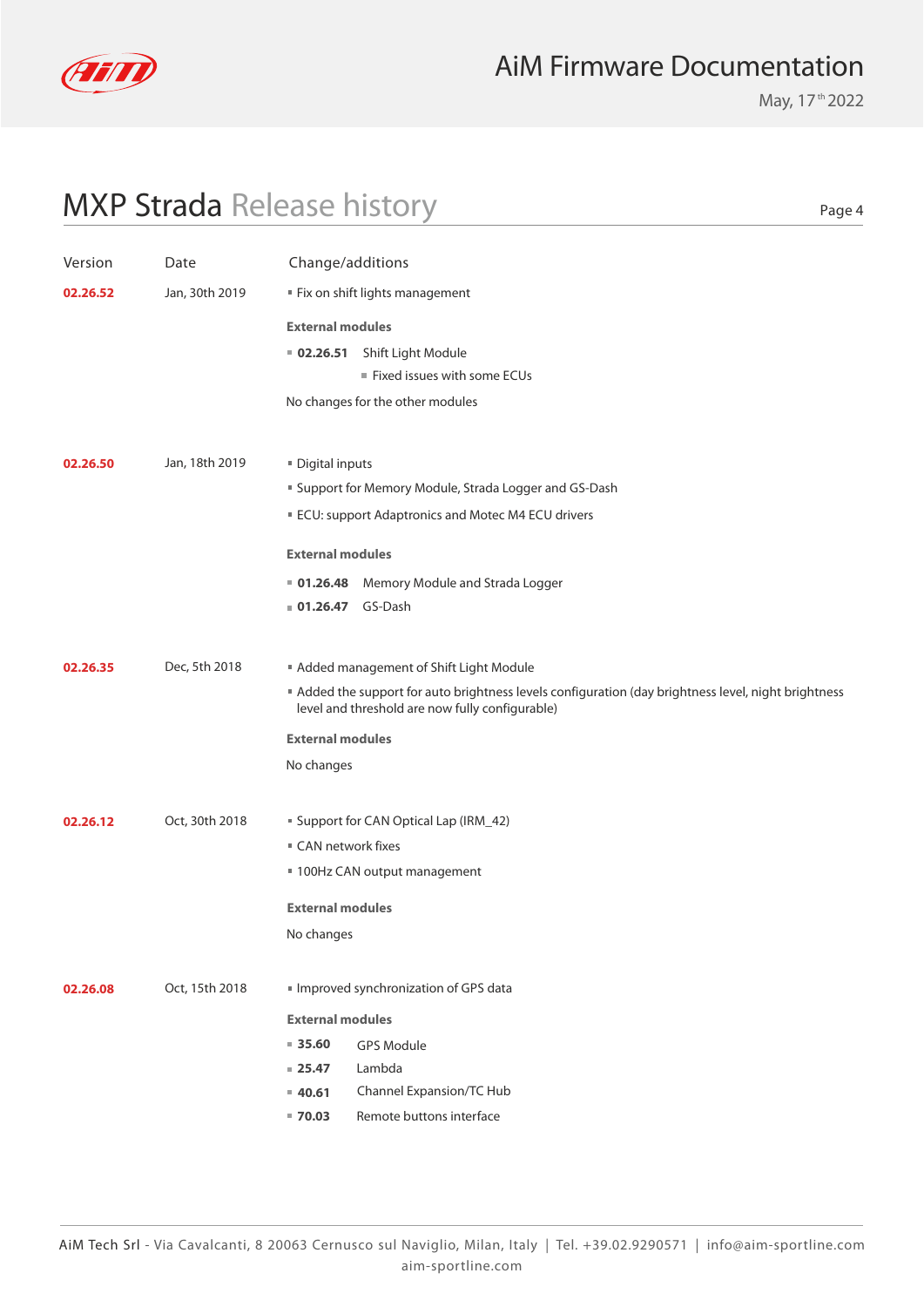# MXP Strada Release history

| Version | Date | Change/additions |
| --- | --- | --- |
| **02.26.52** | Jan, 30th 2019 | ▪ Fix on shift lights management<br>**External modules**<br>▪ **02.26.51** Shift Light Module<br>▪ Fixed issues with some ECUs<br>No changes for the other modules |
| **02.26.50** | Jan, 18th 2019 | ▪ Digital inputs<br>▪ Support for Memory Module, Strada Logger and GS-Dash<br>▪ ECU: support Adaptronics and Motec M4 ECU drivers<br>**External modules**<br>▪ **01.26.48** Memory Module and Strada Logger<br>▪ **01.26.47** GS-Dash |
| **02.26.35** | Dec, 5th 2018 | ▪ Added management of Shift Light Module<br>▪ Added the support for auto brightness levels configuration (day brightness level, night brightness level and threshold are now fully configurable)<br>**External modules**<br>No changes |
| **02.26.12** | Oct, 30th 2018 | ▪ Support for CAN Optical Lap (IRM_42)<br>▪ CAN network fixes<br>▪ 100Hz CAN output management<br>**External modules**<br>No changes |
| **02.26.08** | Oct, 15th 2018 | ▪ Improved synchronization of GPS data<br>**External modules**<br>▪ **35.60** GPS Module<br>▪ **25.47** Lambda<br>▪ **40.61** Channel Expansion/TC Hub<br>▪ **70.03** Remote buttons interface |

AiM Tech Srl - Via Cavalcanti, 8 20063 Cernusco sul Naviglio, Milan, Italy | Tel. +39.02.9290571 | info@aim-sportline.com
aim-sportline.com